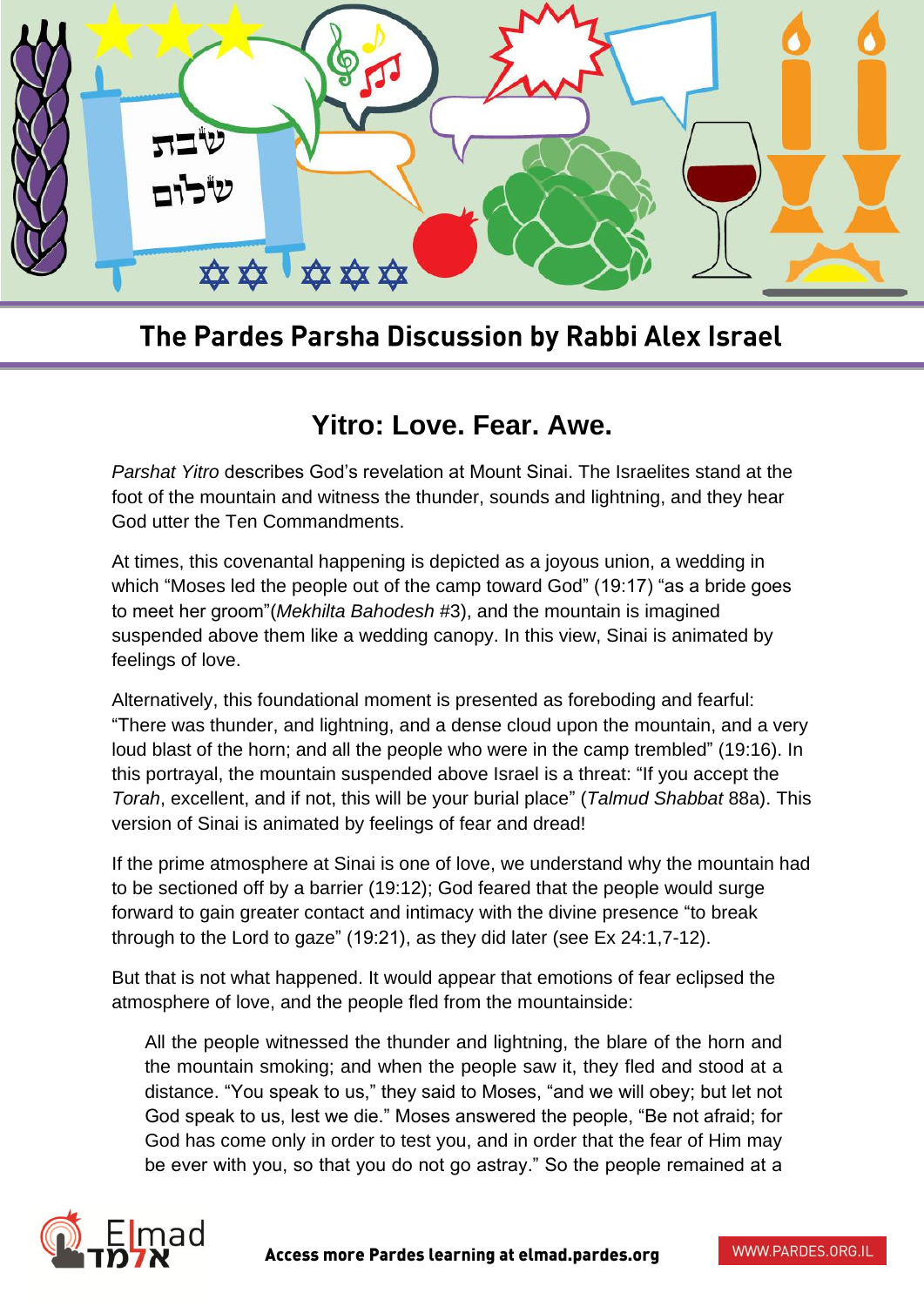# The Pardes Parsha Discussion by Rabbi Alex Israel

## Yitro: Love. Fear. Awe.

*Parshat Yitro* describes God's revelation at Mount Sinai. The Israelites stand at the foot of the mountain and witness the thunder, sounds and lightning, and they hear God utter the Ten Commandments.

At times, this covenantal happening is depicted as a joyous union, a wedding in which "Moses led the people out of the camp toward God" (19:17) "as a bride goes to meet her groom"(*Mekhilta Bahodesh* #3), and the mountain is imagined suspended above them like a wedding canopy. In this view, Sinai is animated by feelings of love.

Alternatively, this foundational moment is presented as foreboding and fearful: "There was thunder, and lightning, and a dense cloud upon the mountain, and a very loud blast of the horn; and all the people who were in the camp trembled" (19:16). In this portrayal, the mountain suspended above Israel is a threat: "If you accept the *Torah*, excellent, and if not, this will be your burial place" (*Talmud Shabbat* 88a). This version of Sinai is animated by feelings of fear and dread!

If the prime atmosphere at Sinai is one of love, we understand why the mountain had to be sectioned off by a barrier (19:12); God feared that the people would surge forward to gain greater contact and intimacy with the divine presence "to break through to the Lord to gaze" (19:21), as they did later (see Ex 24:1,7-12).

But that is not what happened. It would appear that emotions of fear eclipsed the atmosphere of love, and the people fled from the mountainside:

> All the people witnessed the thunder and lightning, the blare of the horn and the mountain smoking; and when the people saw it, they fled and stood at a distance. "You speak to us," they said to Moses, "and we will obey; but let not God speak to us, lest we die." Moses answered the people, "Be not afraid; for God has come only in order to test you, and in order that the fear of Him may be ever with you, so that you do not go astray." So the people remained at a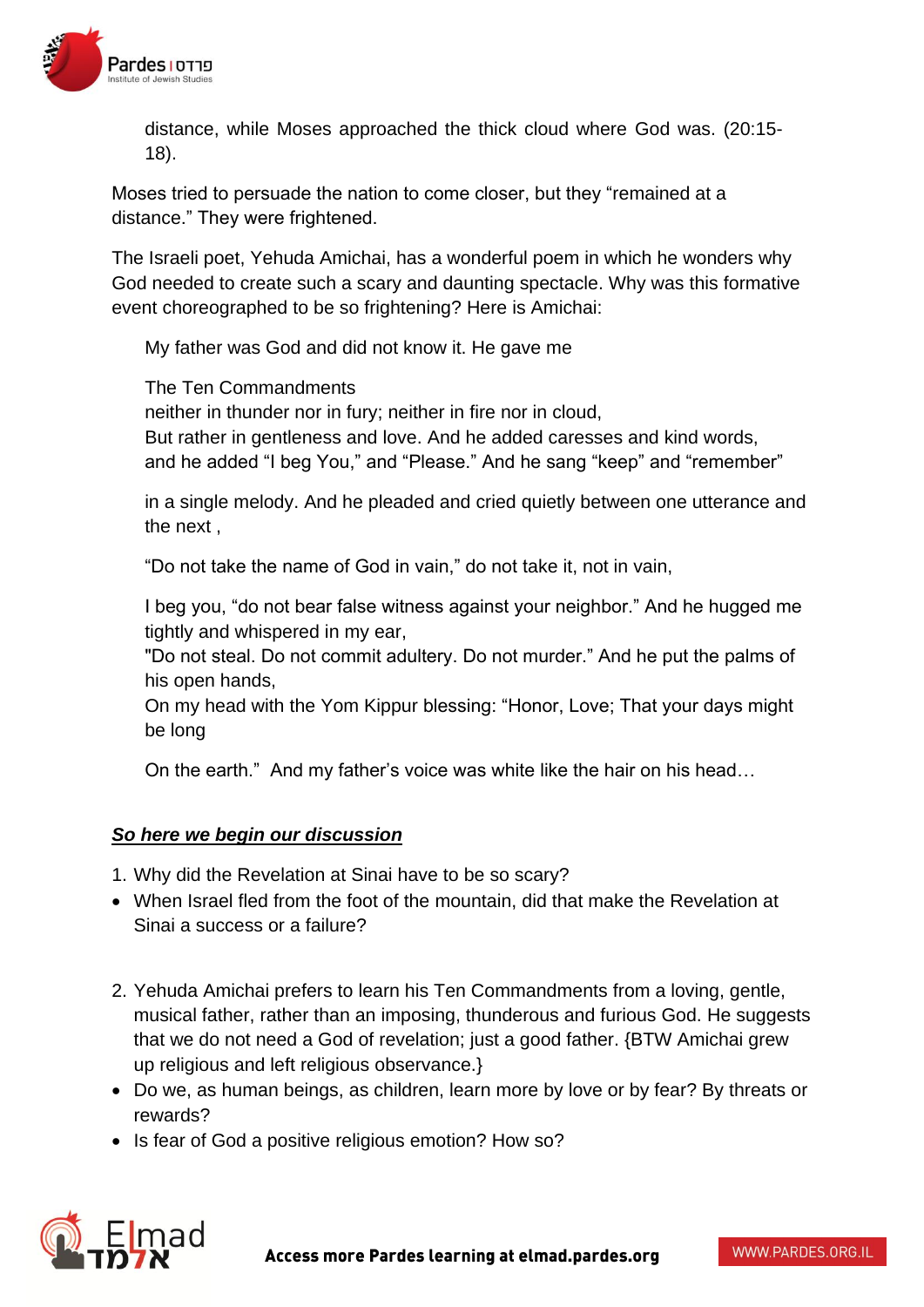distance, while Moses approached the thick cloud where God was. (20:15-18).

Moses tried to persuade the nation to come closer, but they "remained at a distance." They were frightened.

The Israeli poet, Yehuda Amichai, has a wonderful poem in which he wonders why God needed to create such a scary and daunting spectacle. Why was this formative event choreographed to be so frightening? Here is Amichai:

> My father was God and did not know it. He gave me
>
> The Ten Commandments
> neither in thunder nor in fury; neither in fire nor in cloud,
> But rather in gentleness and love. And he added caresses and kind words,
> and he added "I beg You," and "Please." And he sang "keep" and "remember"
>
> in a single melody. And he pleaded and cried quietly between one utterance and the next ,
>
> "Do not take the name of God in vain," do not take it, not in vain,
>
> I beg you, "do not bear false witness against your neighbor." And he hugged me tightly and whispered in my ear,
> "Do not steal. Do not commit adultery. Do not murder." And he put the palms of his open hands,
> On my head with the Yom Kippur blessing: "Honor, Love; That your days might be long
>
> On the earth." And my father's voice was white like the hair on his head…

***<u>So here we begin our discussion</u>***

1. Why did the Revelation at Sinai have to be so scary?

- When Israel fled from the foot of the mountain, did that make the Revelation at Sinai a success or a failure?

2. Yehuda Amichai prefers to learn his Ten Commandments from a loving, gentle, musical father, rather than an imposing, thunderous and furious God. He suggests that we do not need a God of revelation; just a good father. {BTW Amichai grew up religious and left religious observance.}

- Do we, as human beings, as children, learn more by love or by fear? By threats or rewards?
- Is fear of God a positive religious emotion? How so?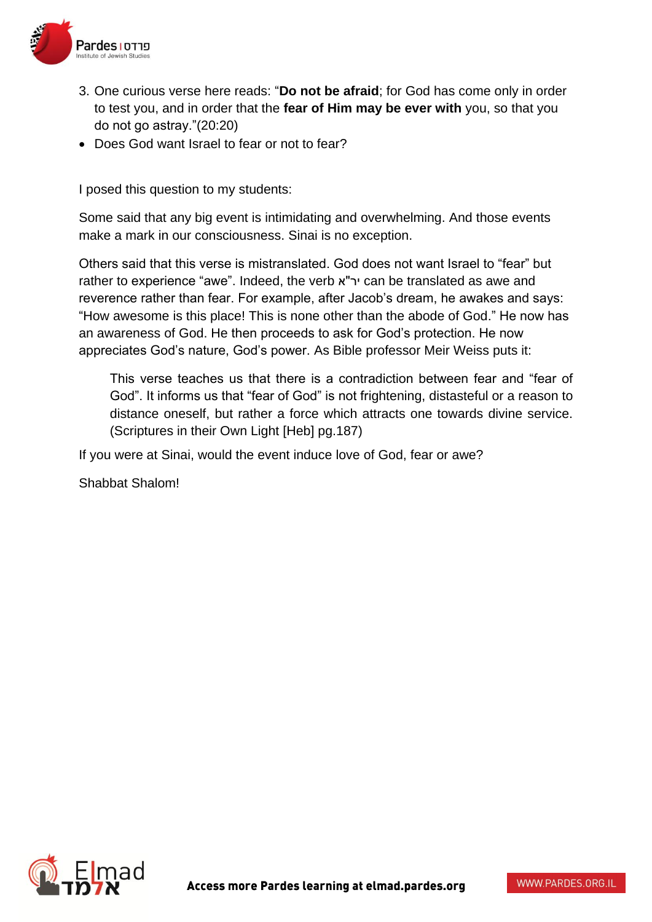3. One curious verse here reads: “**Do not be afraid**; for God has come only in order to test you, and in order that the **fear of Him may be ever with** you, so that you do not go astray.”(20:20)

- Does God want Israel to fear or not to fear?

I posed this question to my students:

Some said that any big event is intimidating and overwhelming. And those events make a mark in our consciousness. Sinai is no exception.

Others said that this verse is mistranslated. God does not want Israel to “fear” but rather to experience “awe”. Indeed, the verb יר"א can be translated as awe and reverence rather than fear. For example, after Jacob’s dream, he awakes and says: “How awesome is this place! This is none other than the abode of God.” He now has an awareness of God. He then proceeds to ask for God’s protection. He now appreciates God’s nature, God’s power. As Bible professor Meir Weiss puts it:

> This verse teaches us that there is a contradiction between fear and “fear of God”. It informs us that “fear of God” is not frightening, distasteful or a reason to distance oneself, but rather a force which attracts one towards divine service. (Scriptures in their Own Light [Heb] pg.187)

If you were at Sinai, would the event induce love of God, fear or awe?

Shabbat Shalom!